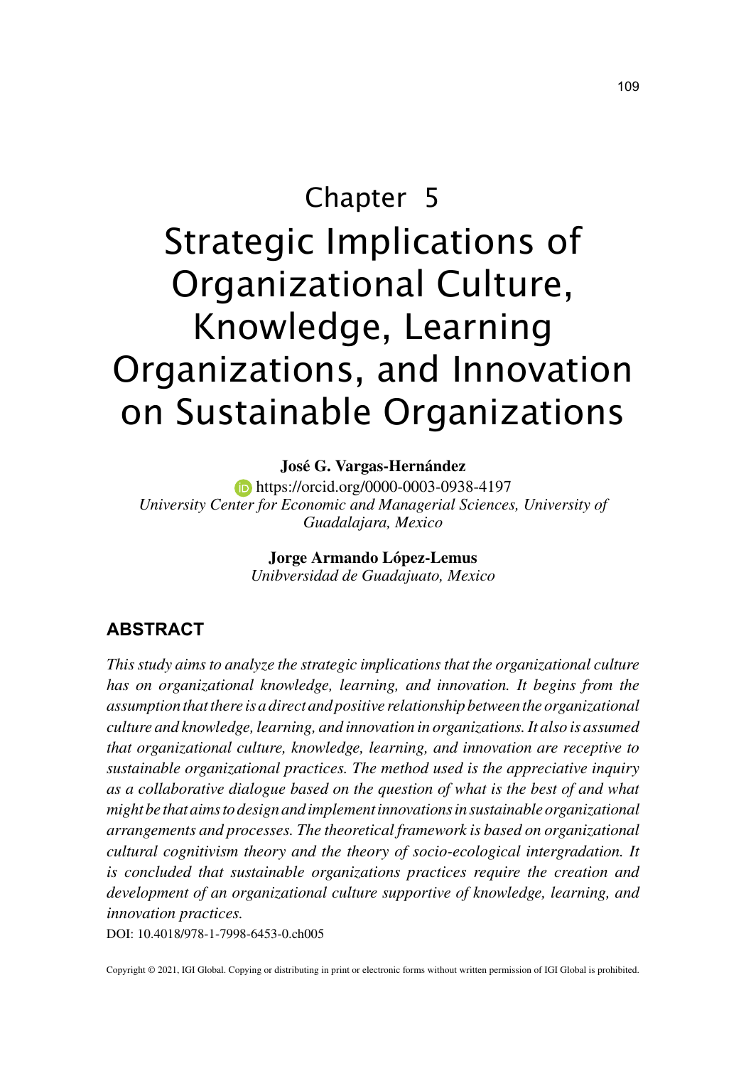Chapter 5

# Strategic Implications of Organizational Culture, Knowledge, Learning Organizations, and Innovation on Sustainable Organizations

**José G. Vargas-Hernández**
https://orcid.org/0000-0003-0938-4197
*University Center for Economic and Managerial Sciences, University of Guadalajara, Mexico*

**Jorge Armando López-Lemus**
*Unibversidad de Guadajuato, Mexico*

## ABSTRACT

*This study aims to analyze the strategic implications that the organizational culture has on organizational knowledge, learning, and innovation. It begins from the assumption that there is a direct and positive relationship between the organizational culture and knowledge, learning, and innovation in organizations. It also is assumed that organizational culture, knowledge, learning, and innovation are receptive to sustainable organizational practices. The method used is the appreciative inquiry as a collaborative dialogue based on the question of what is the best of and what might be that aims to design and implement innovations in sustainable organizational arrangements and processes. The theoretical framework is based on organizational cultural cognitivism theory and the theory of socio-ecological intergradation. It is concluded that sustainable organizations practices require the creation and development of an organizational culture supportive of knowledge, learning, and innovation practices.*

DOI: 10.4018/978-1-7998-6453-0.ch005

Copyright © 2021, IGI Global. Copying or distributing in print or electronic forms without written permission of IGI Global is prohibited.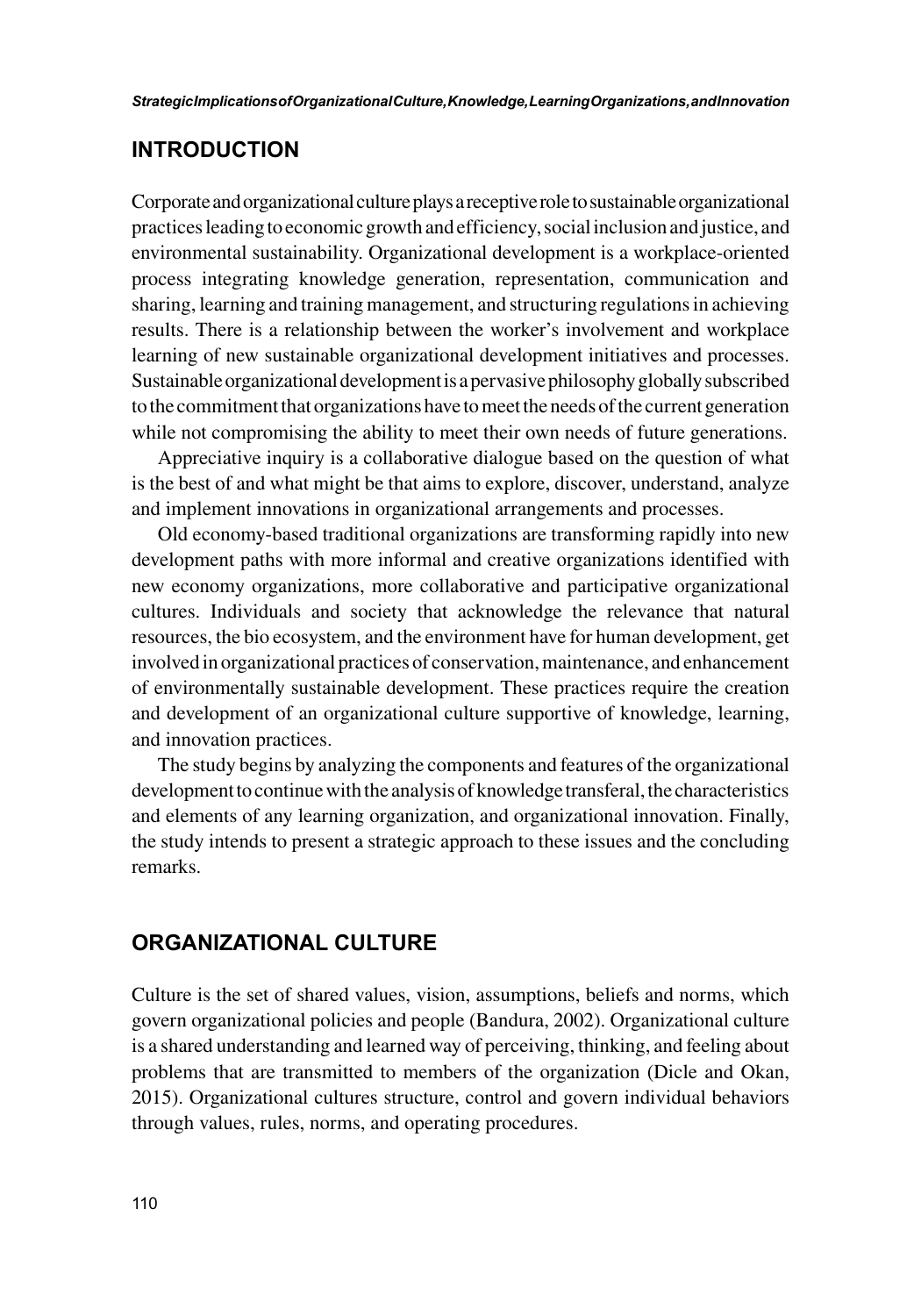## INTRODUCTION

Corporate and organizational culture plays a receptive role to sustainable organizational practices leading to economic growth and efficiency, social inclusion and justice, and environmental sustainability. Organizational development is a workplace-oriented process integrating knowledge generation, representation, communication and sharing, learning and training management, and structuring regulations in achieving results. There is a relationship between the worker's involvement and workplace learning of new sustainable organizational development initiatives and processes. Sustainable organizational development is a pervasive philosophy globally subscribed to the commitment that organizations have to meet the needs of the current generation while not compromising the ability to meet their own needs of future generations.

Appreciative inquiry is a collaborative dialogue based on the question of what is the best of and what might be that aims to explore, discover, understand, analyze and implement innovations in organizational arrangements and processes.

Old economy-based traditional organizations are transforming rapidly into new development paths with more informal and creative organizations identified with new economy organizations, more collaborative and participative organizational cultures. Individuals and society that acknowledge the relevance that natural resources, the bio ecosystem, and the environment have for human development, get involved in organizational practices of conservation, maintenance, and enhancement of environmentally sustainable development. These practices require the creation and development of an organizational culture supportive of knowledge, learning, and innovation practices.

The study begins by analyzing the components and features of the organizational development to continue with the analysis of knowledge transferal, the characteristics and elements of any learning organization, and organizational innovation. Finally, the study intends to present a strategic approach to these issues and the concluding remarks.

## ORGANIZATIONAL CULTURE

Culture is the set of shared values, vision, assumptions, beliefs and norms, which govern organizational policies and people (Bandura, 2002). Organizational culture is a shared understanding and learned way of perceiving, thinking, and feeling about problems that are transmitted to members of the organization (Dicle and Okan, 2015). Organizational cultures structure, control and govern individual behaviors through values, rules, norms, and operating procedures.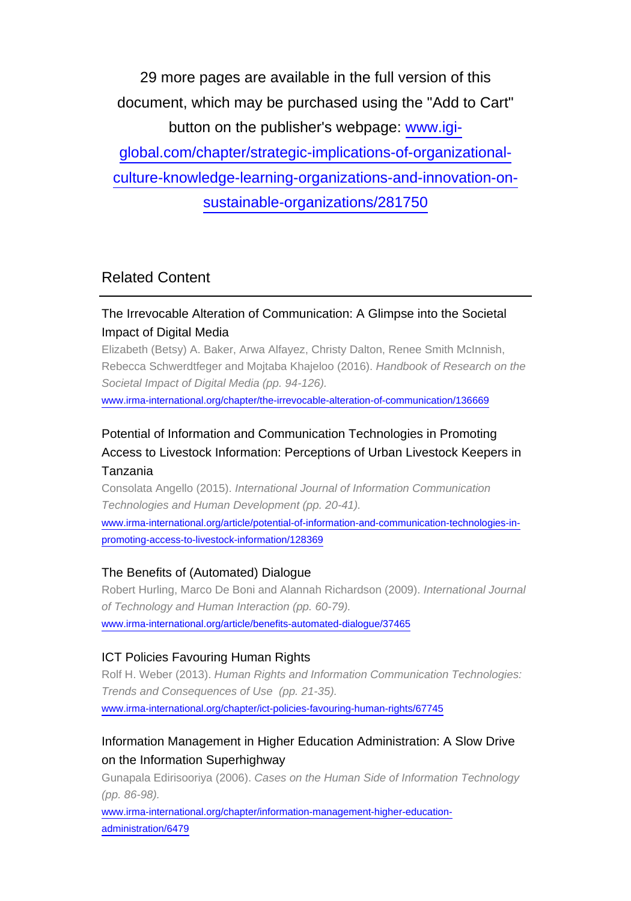29 more pages are available in the full version of this document, which may be purchased using the "Add to Cart" button on the publisher's webpage: www.igi-global.com/chapter/strategic-implications-of-organizational-culture-knowledge-learning-organizations-and-innovation-on-sustainable-organizations/281750

## Related Content

### The Irrevocable Alteration of Communication: A Glimpse into the Societal Impact of Digital Media

Elizabeth (Betsy) A. Baker, Arwa Alfayez, Christy Dalton, Renee Smith McInnish, Rebecca Schwerdtfeger and Mojtaba Khajeloo (2016). *Handbook of Research on the Societal Impact of Digital Media (pp. 94-126).*

www.irma-international.org/chapter/the-irrevocable-alteration-of-communication/136669

### Potential of Information and Communication Technologies in Promoting Access to Livestock Information: Perceptions of Urban Livestock Keepers in Tanzania

Consolata Angello (2015). *International Journal of Information Communication Technologies and Human Development (pp. 20-41).*

www.irma-international.org/article/potential-of-information-and-communication-technologies-in-promoting-access-to-livestock-information/128369

### The Benefits of (Automated) Dialogue

Robert Hurling, Marco De Boni and Alannah Richardson (2009). *International Journal of Technology and Human Interaction (pp. 60-79).*

www.irma-international.org/article/benefits-automated-dialogue/37465

### ICT Policies Favouring Human Rights

Rolf H. Weber (2013). *Human Rights and Information Communication Technologies: Trends and Consequences of Use (pp. 21-35).*

www.irma-international.org/chapter/ict-policies-favouring-human-rights/67745

### Information Management in Higher Education Administration: A Slow Drive on the Information Superhighway

Gunapala Edirisooriya (2006). *Cases on the Human Side of Information Technology (pp. 86-98).*

www.irma-international.org/chapter/information-management-higher-education-administration/6479